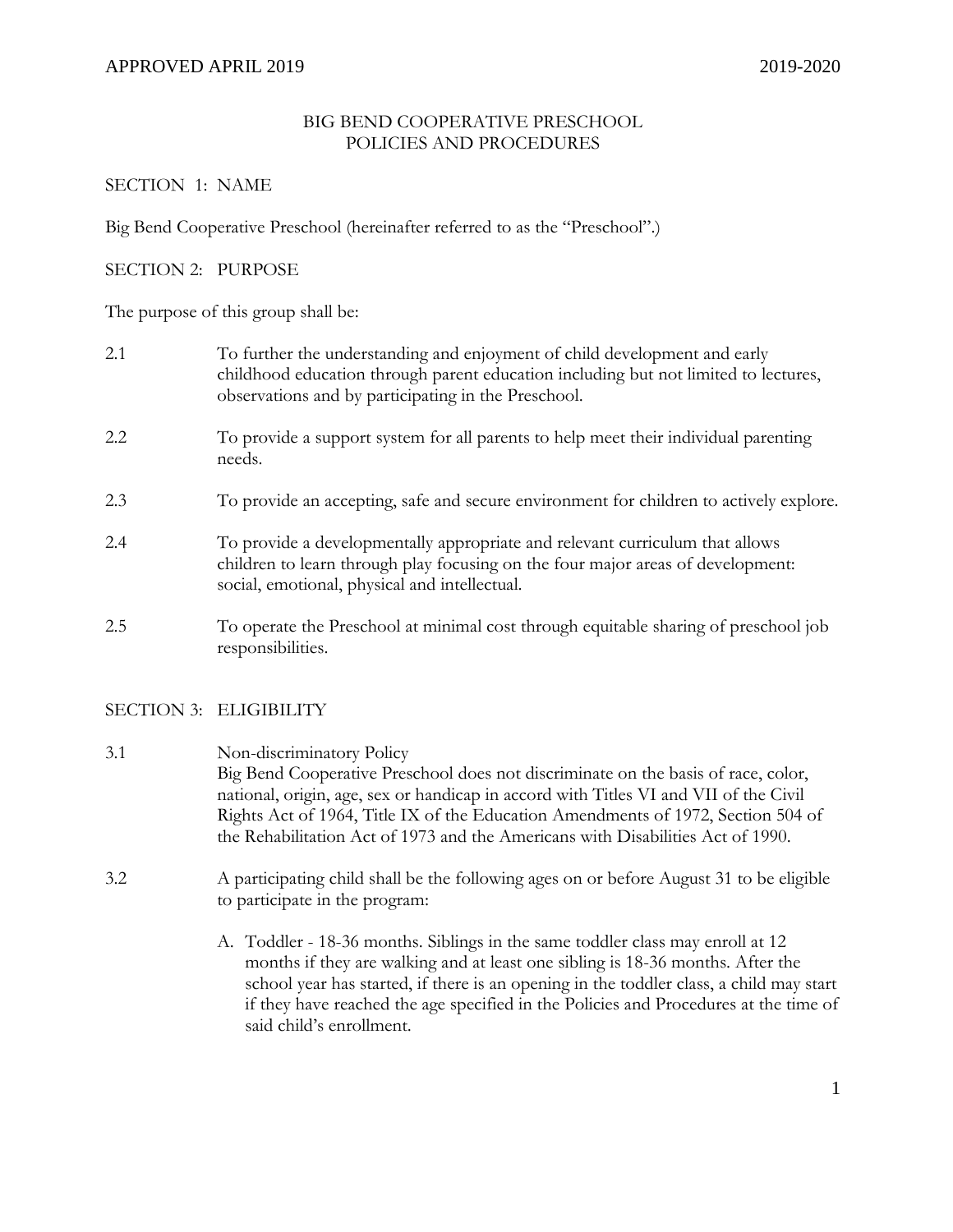# BIG BEND COOPERATIVE PRESCHOOL
# POLICIES AND PROCEDURES

## SECTION 1: NAME

Big Bend Cooperative Preschool (hereinafter referred to as the "Preschool".)

## SECTION 2: PURPOSE

The purpose of this group shall be:

2.1 To further the understanding and enjoyment of child development and early childhood education through parent education including but not limited to lectures, observations and by participating in the Preschool.

2.2 To provide a support system for all parents to help meet their individual parenting needs.

2.3 To provide an accepting, safe and secure environment for children to actively explore.

2.4 To provide a developmentally appropriate and relevant curriculum that allows children to learn through play focusing on the four major areas of development: social, emotional, physical and intellectual.

2.5 To operate the Preschool at minimal cost through equitable sharing of preschool job responsibilities.

## SECTION 3: ELIGIBILITY

3.1 Non-discriminatory Policy
Big Bend Cooperative Preschool does not discriminate on the basis of race, color, national, origin, age, sex or handicap in accord with Titles VI and VII of the Civil Rights Act of 1964, Title IX of the Education Amendments of 1972, Section 504 of the Rehabilitation Act of 1973 and the Americans with Disabilities Act of 1990.

3.2 A participating child shall be the following ages on or before August 31 to be eligible to participate in the program:

A. Toddler - 18-36 months. Siblings in the same toddler class may enroll at 12 months if they are walking and at least one sibling is 18-36 months. After the school year has started, if there is an opening in the toddler class, a child may start if they have reached the age specified in the Policies and Procedures at the time of said child's enrollment.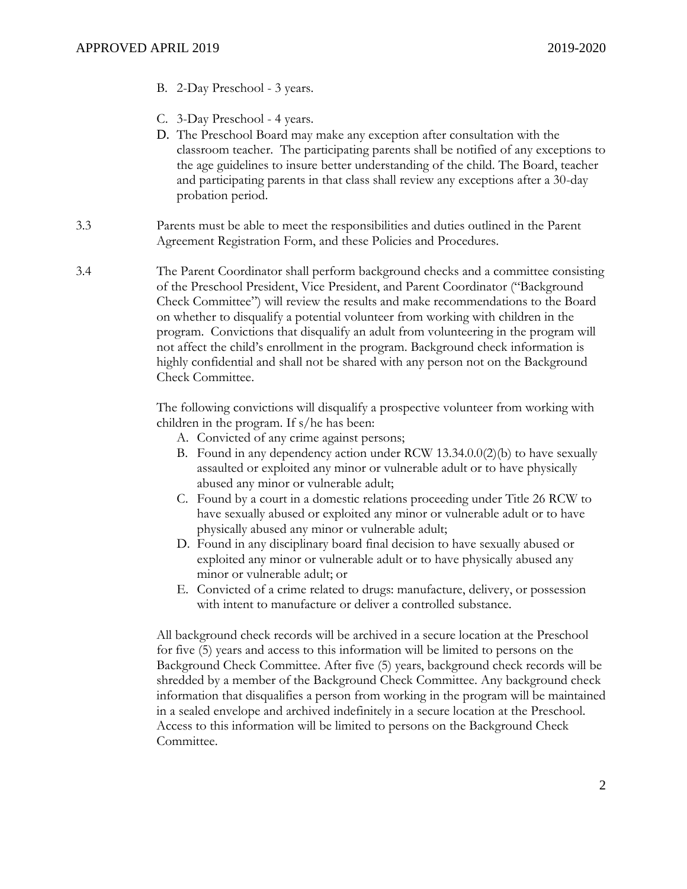B. 2-Day Preschool - 3 years.

C. 3-Day Preschool - 4 years.

D. The Preschool Board may make any exception after consultation with the classroom teacher. The participating parents shall be notified of any exceptions to the age guidelines to insure better understanding of the child. The Board, teacher and participating parents in that class shall review any exceptions after a 30-day probation period.

3.3 Parents must be able to meet the responsibilities and duties outlined in the Parent Agreement Registration Form, and these Policies and Procedures.

3.4 The Parent Coordinator shall perform background checks and a committee consisting of the Preschool President, Vice President, and Parent Coordinator ("Background Check Committee") will review the results and make recommendations to the Board on whether to disqualify a potential volunteer from working with children in the program. Convictions that disqualify an adult from volunteering in the program will not affect the child's enrollment in the program. Background check information is highly confidential and shall not be shared with any person not on the Background Check Committee.

The following convictions will disqualify a prospective volunteer from working with children in the program. If s/he has been:

A. Convicted of any crime against persons;
B. Found in any dependency action under RCW 13.34.0.0(2)(b) to have sexually assaulted or exploited any minor or vulnerable adult or to have physically abused any minor or vulnerable adult;
C. Found by a court in a domestic relations proceeding under Title 26 RCW to have sexually abused or exploited any minor or vulnerable adult or to have physically abused any minor or vulnerable adult;
D. Found in any disciplinary board final decision to have sexually abused or exploited any minor or vulnerable adult or to have physically abused any minor or vulnerable adult; or
E. Convicted of a crime related to drugs: manufacture, delivery, or possession with intent to manufacture or deliver a controlled substance.

All background check records will be archived in a secure location at the Preschool for five (5) years and access to this information will be limited to persons on the Background Check Committee. After five (5) years, background check records will be shredded by a member of the Background Check Committee. Any background check information that disqualifies a person from working in the program will be maintained in a sealed envelope and archived indefinitely in a secure location at the Preschool. Access to this information will be limited to persons on the Background Check Committee.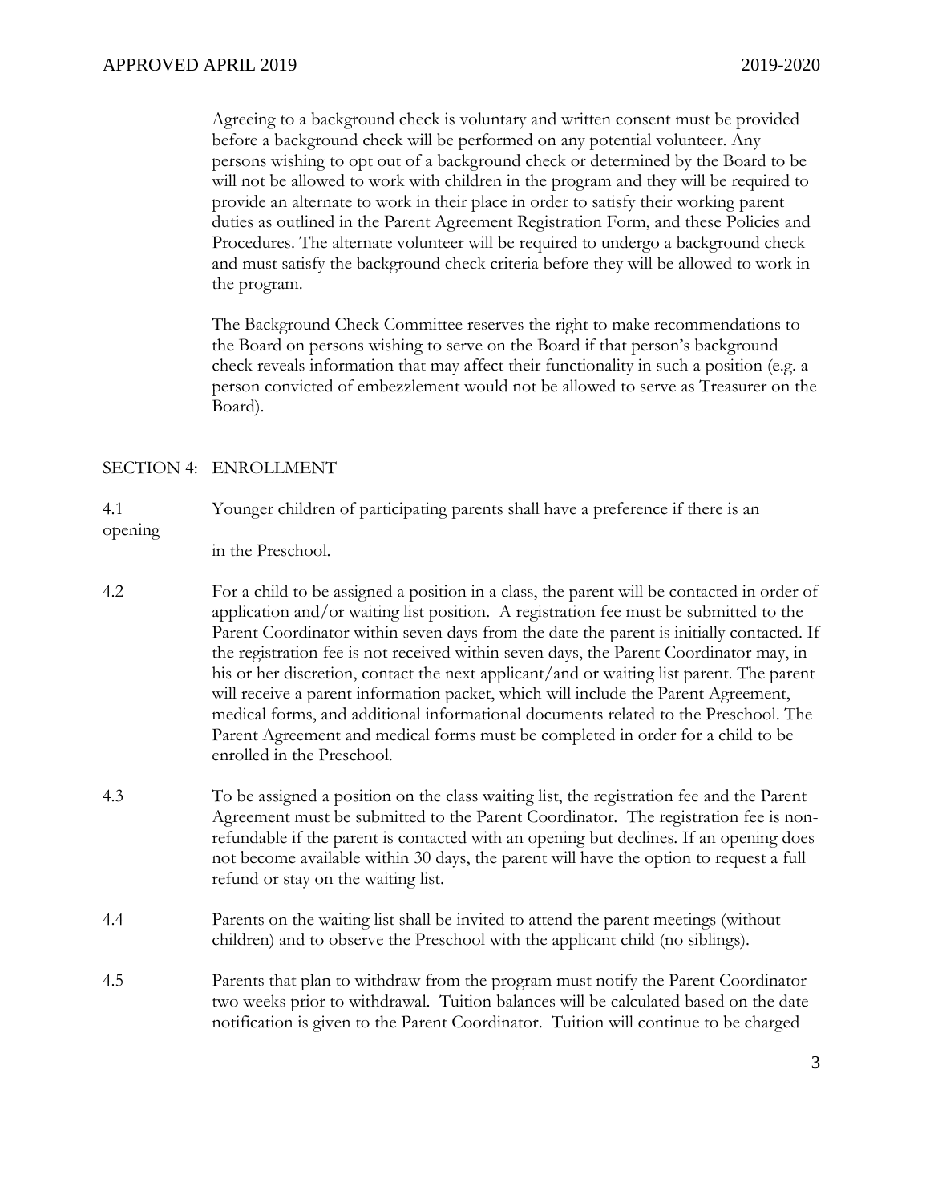Agreeing to a background check is voluntary and written consent must be provided before a background check will be performed on any potential volunteer. Any persons wishing to opt out of a background check or determined by the Board to be will not be allowed to work with children in the program and they will be required to provide an alternate to work in their place in order to satisfy their working parent duties as outlined in the Parent Agreement Registration Form, and these Policies and Procedures. The alternate volunteer will be required to undergo a background check and must satisfy the background check criteria before they will be allowed to work in the program.

The Background Check Committee reserves the right to make recommendations to the Board on persons wishing to serve on the Board if that person's background check reveals information that may affect their functionality in such a position (e.g. a person convicted of embezzlement would not be allowed to serve as Treasurer on the Board).

## SECTION 4: ENROLLMENT

4.1 Younger children of participating parents shall have a preference if there is an opening in the Preschool.

4.2 For a child to be assigned a position in a class, the parent will be contacted in order of application and/or waiting list position. A registration fee must be submitted to the Parent Coordinator within seven days from the date the parent is initially contacted. If the registration fee is not received within seven days, the Parent Coordinator may, in his or her discretion, contact the next applicant/and or waiting list parent. The parent will receive a parent information packet, which will include the Parent Agreement, medical forms, and additional informational documents related to the Preschool. The Parent Agreement and medical forms must be completed in order for a child to be enrolled in the Preschool.

4.3 To be assigned a position on the class waiting list, the registration fee and the Parent Agreement must be submitted to the Parent Coordinator. The registration fee is non-refundable if the parent is contacted with an opening but declines. If an opening does not become available within 30 days, the parent will have the option to request a full refund or stay on the waiting list.

4.4 Parents on the waiting list shall be invited to attend the parent meetings (without children) and to observe the Preschool with the applicant child (no siblings).

4.5 Parents that plan to withdraw from the program must notify the Parent Coordinator two weeks prior to withdrawal. Tuition balances will be calculated based on the date notification is given to the Parent Coordinator. Tuition will continue to be charged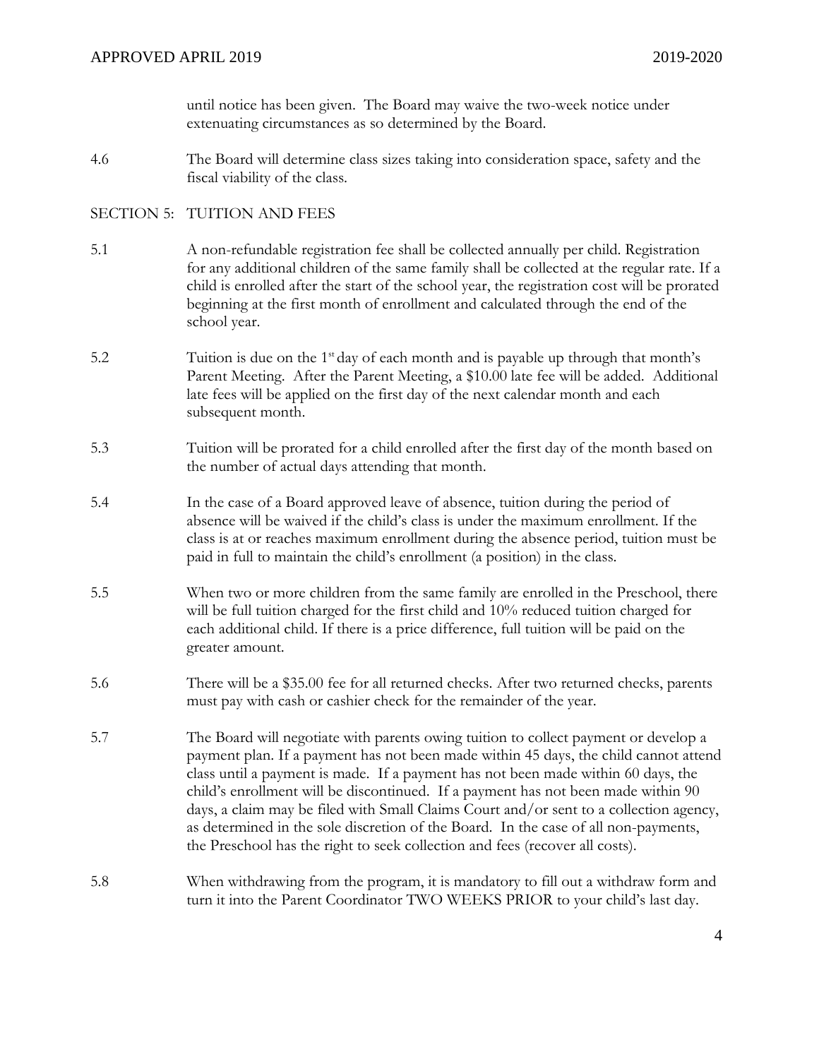until notice has been given. The Board may waive the two-week notice under extenuating circumstances as so determined by the Board.

4.6 The Board will determine class sizes taking into consideration space, safety and the fiscal viability of the class.

## SECTION 5: TUITION AND FEES

5.1 A non-refundable registration fee shall be collected annually per child. Registration for any additional children of the same family shall be collected at the regular rate. If a child is enrolled after the start of the school year, the registration cost will be prorated beginning at the first month of enrollment and calculated through the end of the school year.

5.2 Tuition is due on the 1st day of each month and is payable up through that month's Parent Meeting. After the Parent Meeting, a $10.00 late fee will be added. Additional late fees will be applied on the first day of the next calendar month and each subsequent month.

5.3 Tuition will be prorated for a child enrolled after the first day of the month based on the number of actual days attending that month.

5.4 In the case of a Board approved leave of absence, tuition during the period of absence will be waived if the child's class is under the maximum enrollment. If the class is at or reaches maximum enrollment during the absence period, tuition must be paid in full to maintain the child's enrollment (a position) in the class.

5.5 When two or more children from the same family are enrolled in the Preschool, there will be full tuition charged for the first child and 10% reduced tuition charged for each additional child. If there is a price difference, full tuition will be paid on the greater amount.

5.6 There will be a $35.00 fee for all returned checks. After two returned checks, parents must pay with cash or cashier check for the remainder of the year.

5.7 The Board will negotiate with parents owing tuition to collect payment or develop a payment plan. If a payment has not been made within 45 days, the child cannot attend class until a payment is made. If a payment has not been made within 60 days, the child's enrollment will be discontinued. If a payment has not been made within 90 days, a claim may be filed with Small Claims Court and/or sent to a collection agency, as determined in the sole discretion of the Board. In the case of all non-payments, the Preschool has the right to seek collection and fees (recover all costs).

5.8 When withdrawing from the program, it is mandatory to fill out a withdraw form and turn it into the Parent Coordinator TWO WEEKS PRIOR to your child's last day.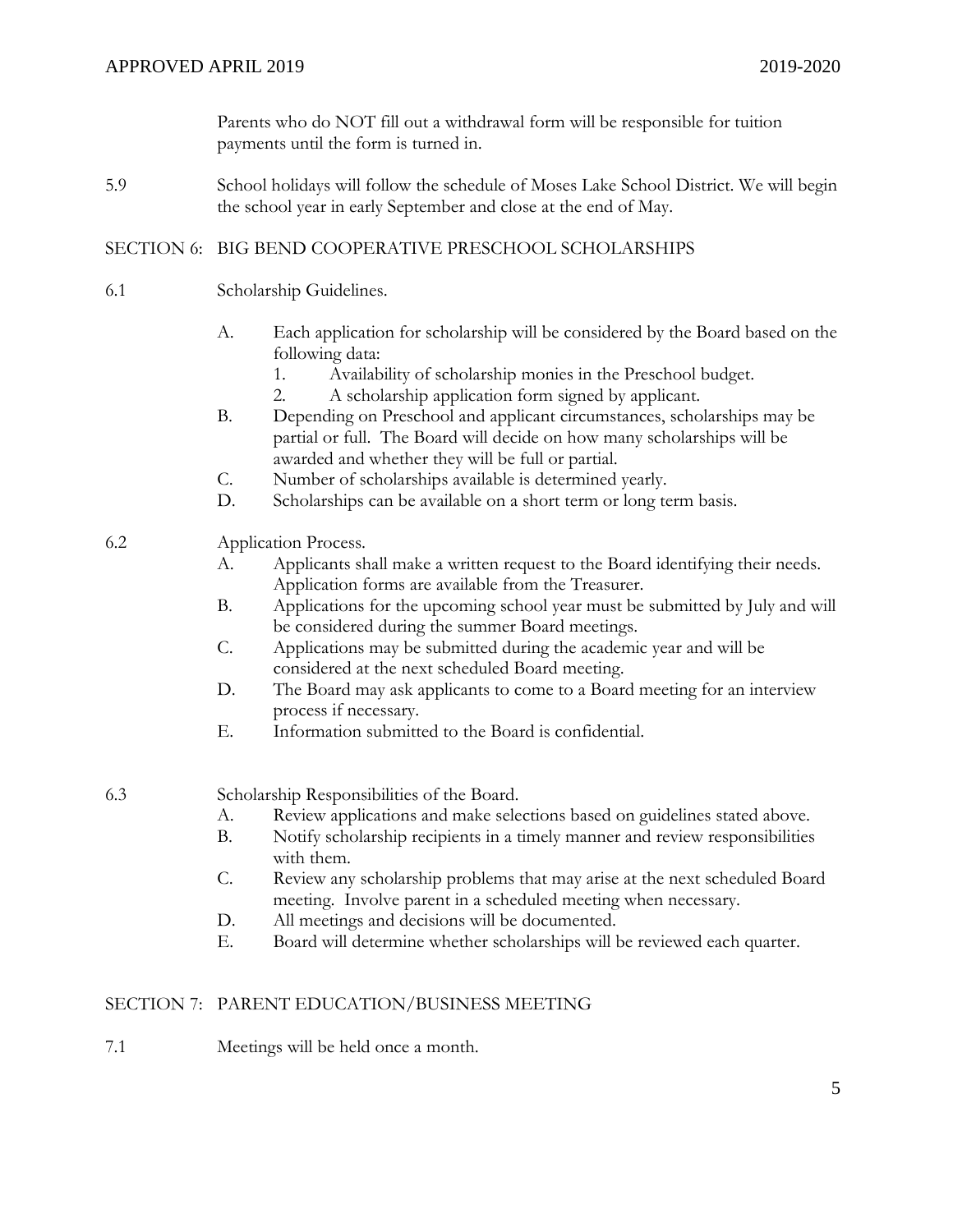Parents who do NOT fill out a withdrawal form will be responsible for tuition payments until the form is turned in.

5.9 School holidays will follow the schedule of Moses Lake School District. We will begin the school year in early September and close at the end of May.

## SECTION 6: BIG BEND COOPERATIVE PRESCHOOL SCHOLARSHIPS

6.1 Scholarship Guidelines.

- A. Each application for scholarship will be considered by the Board based on the following data:
  1. Availability of scholarship monies in the Preschool budget.
  2. A scholarship application form signed by applicant.
- B. Depending on Preschool and applicant circumstances, scholarships may be partial or full. The Board will decide on how many scholarships will be awarded and whether they will be full or partial.
- C. Number of scholarships available is determined yearly.
- D. Scholarships can be available on a short term or long term basis.

6.2 Application Process.

- A. Applicants shall make a written request to the Board identifying their needs. Application forms are available from the Treasurer.
- B. Applications for the upcoming school year must be submitted by July and will be considered during the summer Board meetings.
- C. Applications may be submitted during the academic year and will be considered at the next scheduled Board meeting.
- D. The Board may ask applicants to come to a Board meeting for an interview process if necessary.
- E. Information submitted to the Board is confidential.

6.3 Scholarship Responsibilities of the Board.

- A. Review applications and make selections based on guidelines stated above.
- B. Notify scholarship recipients in a timely manner and review responsibilities with them.
- C. Review any scholarship problems that may arise at the next scheduled Board meeting. Involve parent in a scheduled meeting when necessary.
- D. All meetings and decisions will be documented.
- E. Board will determine whether scholarships will be reviewed each quarter.

## SECTION 7: PARENT EDUCATION/BUSINESS MEETING

7.1 Meetings will be held once a month.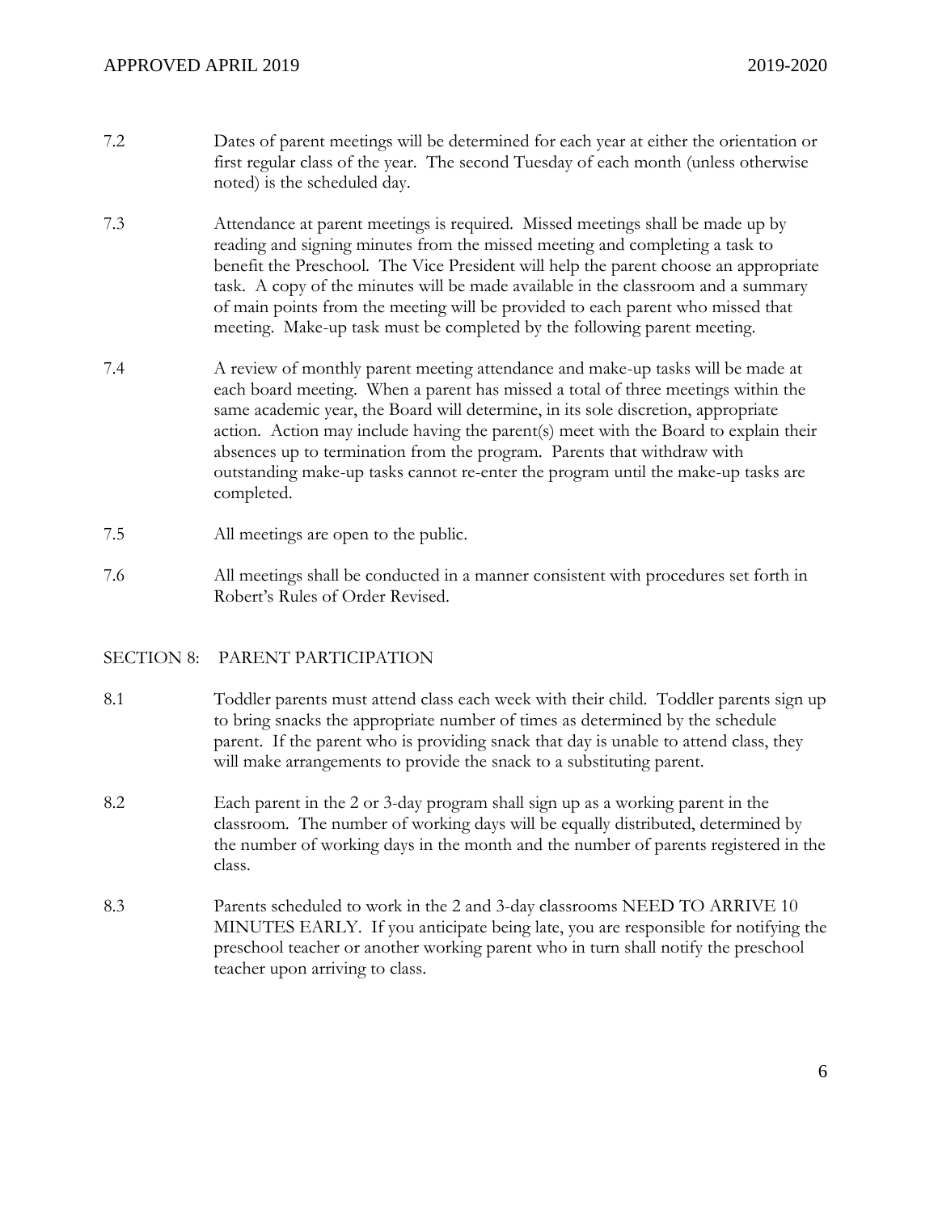7.2 Dates of parent meetings will be determined for each year at either the orientation or first regular class of the year. The second Tuesday of each month (unless otherwise noted) is the scheduled day.

7.3 Attendance at parent meetings is required. Missed meetings shall be made up by reading and signing minutes from the missed meeting and completing a task to benefit the Preschool. The Vice President will help the parent choose an appropriate task. A copy of the minutes will be made available in the classroom and a summary of main points from the meeting will be provided to each parent who missed that meeting. Make-up task must be completed by the following parent meeting.

7.4 A review of monthly parent meeting attendance and make-up tasks will be made at each board meeting. When a parent has missed a total of three meetings within the same academic year, the Board will determine, in its sole discretion, appropriate action. Action may include having the parent(s) meet with the Board to explain their absences up to termination from the program. Parents that withdraw with outstanding make-up tasks cannot re-enter the program until the make-up tasks are completed.

7.5 All meetings are open to the public.

7.6 All meetings shall be conducted in a manner consistent with procedures set forth in Robert's Rules of Order Revised.

## SECTION 8: PARENT PARTICIPATION

8.1 Toddler parents must attend class each week with their child. Toddler parents sign up to bring snacks the appropriate number of times as determined by the schedule parent. If the parent who is providing snack that day is unable to attend class, they will make arrangements to provide the snack to a substituting parent.

8.2 Each parent in the 2 or 3-day program shall sign up as a working parent in the classroom. The number of working days will be equally distributed, determined by the number of working days in the month and the number of parents registered in the class.

8.3 Parents scheduled to work in the 2 and 3-day classrooms NEED TO ARRIVE 10 MINUTES EARLY. If you anticipate being late, you are responsible for notifying the preschool teacher or another working parent who in turn shall notify the preschool teacher upon arriving to class.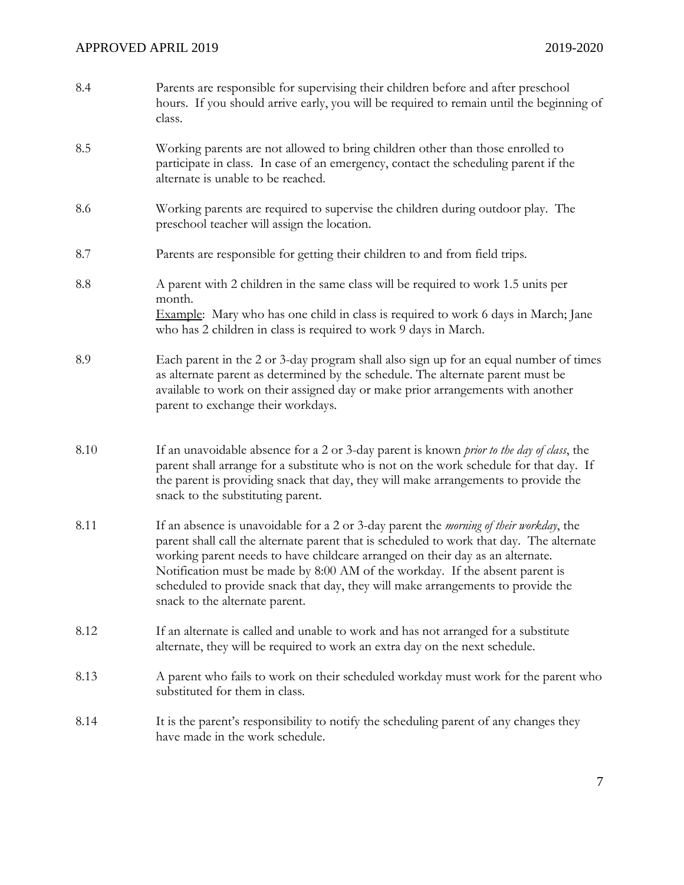8.4 Parents are responsible for supervising their children before and after preschool hours. If you should arrive early, you will be required to remain until the beginning of class.

8.5 Working parents are not allowed to bring children other than those enrolled to participate in class. In case of an emergency, contact the scheduling parent if the alternate is unable to be reached.

8.6 Working parents are required to supervise the children during outdoor play. The preschool teacher will assign the location.

8.7 Parents are responsible for getting their children to and from field trips.

8.8 A parent with 2 children in the same class will be required to work 1.5 units per month.
<u>Example</u>: Mary who has one child in class is required to work 6 days in March; Jane who has 2 children in class is required to work 9 days in March.

8.9 Each parent in the 2 or 3-day program shall also sign up for an equal number of times as alternate parent as determined by the schedule. The alternate parent must be available to work on their assigned day or make prior arrangements with another parent to exchange their workdays.

8.10 If an unavoidable absence for a 2 or 3-day parent is known *prior to the day of class*, the parent shall arrange for a substitute who is not on the work schedule for that day. If the parent is providing snack that day, they will make arrangements to provide the snack to the substituting parent.

8.11 If an absence is unavoidable for a 2 or 3-day parent the *morning of their workday*, the parent shall call the alternate parent that is scheduled to work that day. The alternate working parent needs to have childcare arranged on their day as an alternate. Notification must be made by 8:00 AM of the workday. If the absent parent is scheduled to provide snack that day, they will make arrangements to provide the snack to the alternate parent.

8.12 If an alternate is called and unable to work and has not arranged for a substitute alternate, they will be required to work an extra day on the next schedule.

8.13 A parent who fails to work on their scheduled workday must work for the parent who substituted for them in class.

8.14 It is the parent's responsibility to notify the scheduling parent of any changes they have made in the work schedule.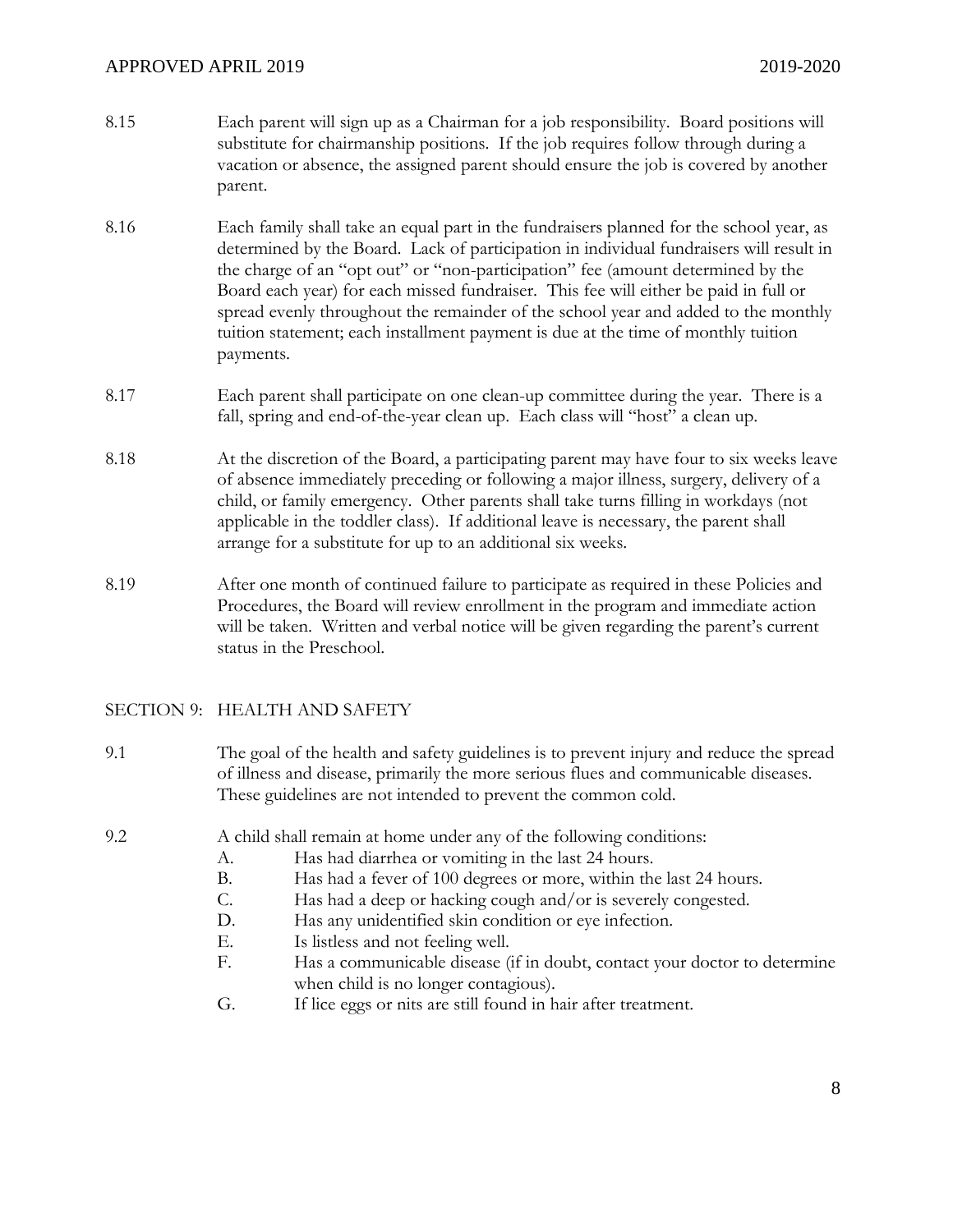8.15 Each parent will sign up as a Chairman for a job responsibility. Board positions will substitute for chairmanship positions. If the job requires follow through during a vacation or absence, the assigned parent should ensure the job is covered by another parent.

8.16 Each family shall take an equal part in the fundraisers planned for the school year, as determined by the Board. Lack of participation in individual fundraisers will result in the charge of an "opt out" or "non-participation" fee (amount determined by the Board each year) for each missed fundraiser. This fee will either be paid in full or spread evenly throughout the remainder of the school year and added to the monthly tuition statement; each installment payment is due at the time of monthly tuition payments.

8.17 Each parent shall participate on one clean-up committee during the year. There is a fall, spring and end-of-the-year clean up. Each class will "host" a clean up.

8.18 At the discretion of the Board, a participating parent may have four to six weeks leave of absence immediately preceding or following a major illness, surgery, delivery of a child, or family emergency. Other parents shall take turns filling in workdays (not applicable in the toddler class). If additional leave is necessary, the parent shall arrange for a substitute for up to an additional six weeks.

8.19 After one month of continued failure to participate as required in these Policies and Procedures, the Board will review enrollment in the program and immediate action will be taken. Written and verbal notice will be given regarding the parent's current status in the Preschool.

## SECTION 9: HEALTH AND SAFETY

9.1 The goal of the health and safety guidelines is to prevent injury and reduce the spread of illness and disease, primarily the more serious flues and communicable diseases. These guidelines are not intended to prevent the common cold.

9.2 A child shall remain at home under any of the following conditions:

- A. Has had diarrhea or vomiting in the last 24 hours.
- B. Has had a fever of 100 degrees or more, within the last 24 hours.
- C. Has had a deep or hacking cough and/or is severely congested.
- D. Has any unidentified skin condition or eye infection.
- E. Is listless and not feeling well.
- F. Has a communicable disease (if in doubt, contact your doctor to determine when child is no longer contagious).
- G. If lice eggs or nits are still found in hair after treatment.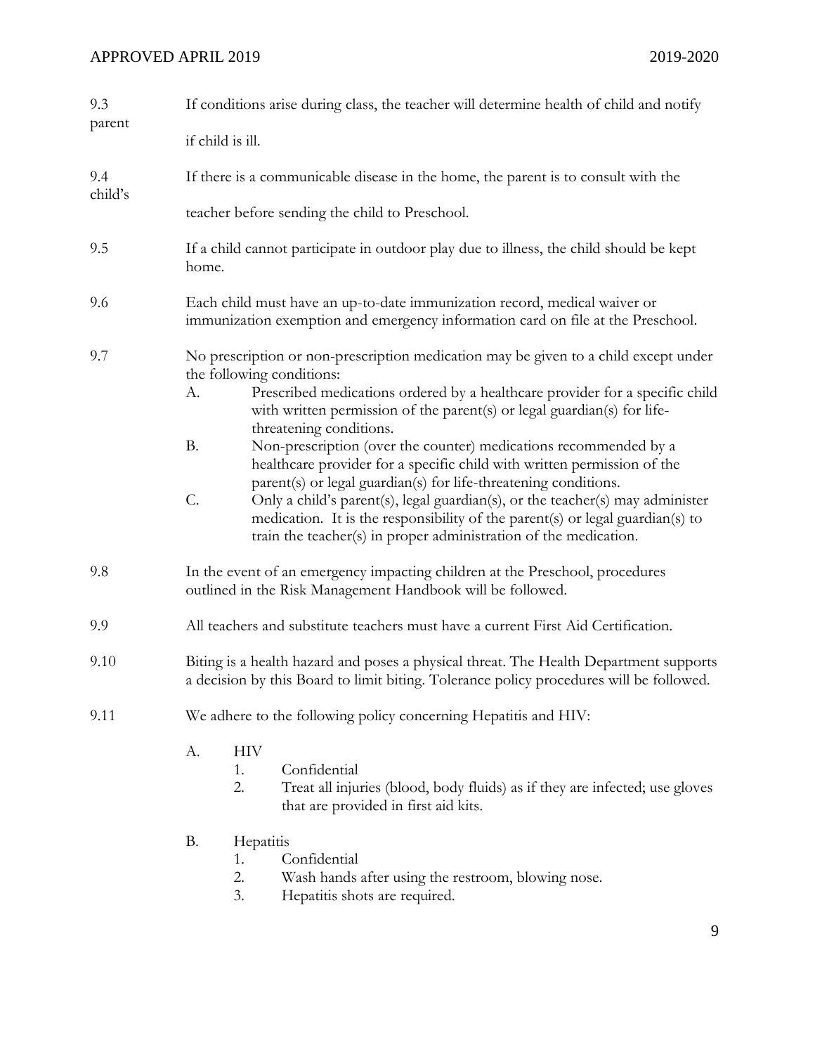9.3 If conditions arise during class, the teacher will determine health of child and notify parent if child is ill.

9.4 If there is a communicable disease in the home, the parent is to consult with the child's teacher before sending the child to Preschool.

9.5 If a child cannot participate in outdoor play due to illness, the child should be kept home.

9.6 Each child must have an up-to-date immunization record, medical waiver or immunization exemption and emergency information card on file at the Preschool.

9.7 No prescription or non-prescription medication may be given to a child except under the following conditions:

A. Prescribed medications ordered by a healthcare provider for a specific child with written permission of the parent(s) or legal guardian(s) for life-threatening conditions.

B. Non-prescription (over the counter) medications recommended by a healthcare provider for a specific child with written permission of the parent(s) or legal guardian(s) for life-threatening conditions.

C. Only a child's parent(s), legal guardian(s), or the teacher(s) may administer medication. It is the responsibility of the parent(s) or legal guardian(s) to train the teacher(s) in proper administration of the medication.

9.8 In the event of an emergency impacting children at the Preschool, procedures outlined in the Risk Management Handbook will be followed.

9.9 All teachers and substitute teachers must have a current First Aid Certification.

9.10 Biting is a health hazard and poses a physical threat. The Health Department supports a decision by this Board to limit biting. Tolerance policy procedures will be followed.

9.11 We adhere to the following policy concerning Hepatitis and HIV:

A. HIV
   1. Confidential
   2. Treat all injuries (blood, body fluids) as if they are infected; use gloves that are provided in first aid kits.

B. Hepatitis
   1. Confidential
   2. Wash hands after using the restroom, blowing nose.
   3. Hepatitis shots are required.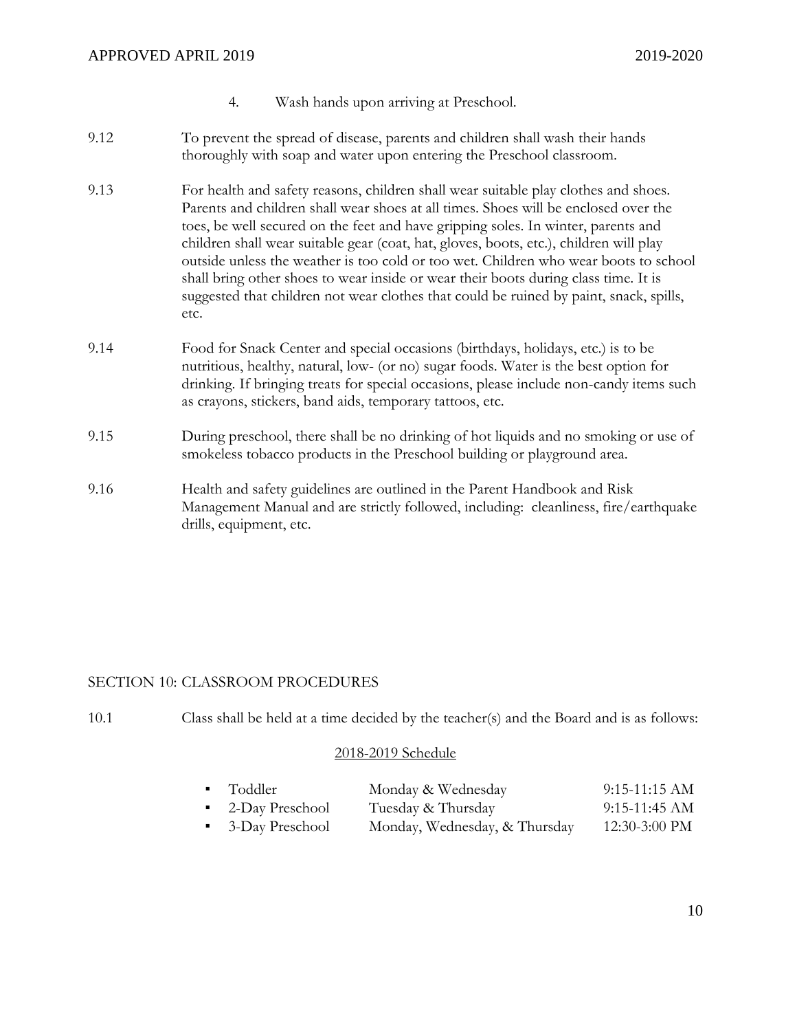4. Wash hands upon arriving at Preschool.

9.12 To prevent the spread of disease, parents and children shall wash their hands thoroughly with soap and water upon entering the Preschool classroom.

9.13 For health and safety reasons, children shall wear suitable play clothes and shoes. Parents and children shall wear shoes at all times. Shoes will be enclosed over the toes, be well secured on the feet and have gripping soles. In winter, parents and children shall wear suitable gear (coat, hat, gloves, boots, etc.), children will play outside unless the weather is too cold or too wet. Children who wear boots to school shall bring other shoes to wear inside or wear their boots during class time. It is suggested that children not wear clothes that could be ruined by paint, snack, spills, etc.

9.14 Food for Snack Center and special occasions (birthdays, holidays, etc.) is to be nutritious, healthy, natural, low- (or no) sugar foods. Water is the best option for drinking. If bringing treats for special occasions, please include non-candy items such as crayons, stickers, band aids, temporary tattoos, etc.

9.15 During preschool, there shall be no drinking of hot liquids and no smoking or use of smokeless tobacco products in the Preschool building or playground area.

9.16 Health and safety guidelines are outlined in the Parent Handbook and Risk Management Manual and are strictly followed, including: cleanliness, fire/earthquake drills, equipment, etc.

## SECTION 10: CLASSROOM PROCEDURES

10.1 Class shall be held at a time decided by the teacher(s) and the Board and is as follows:

<u>2018-2019 Schedule</u>

| | | |
|---|---|---|
| ▪ Toddler | Monday & Wednesday | 9:15-11:15 AM |
| ▪ 2-Day Preschool | Tuesday & Thursday | 9:15-11:45 AM |
| ▪ 3-Day Preschool | Monday, Wednesday, & Thursday | 12:30-3:00 PM |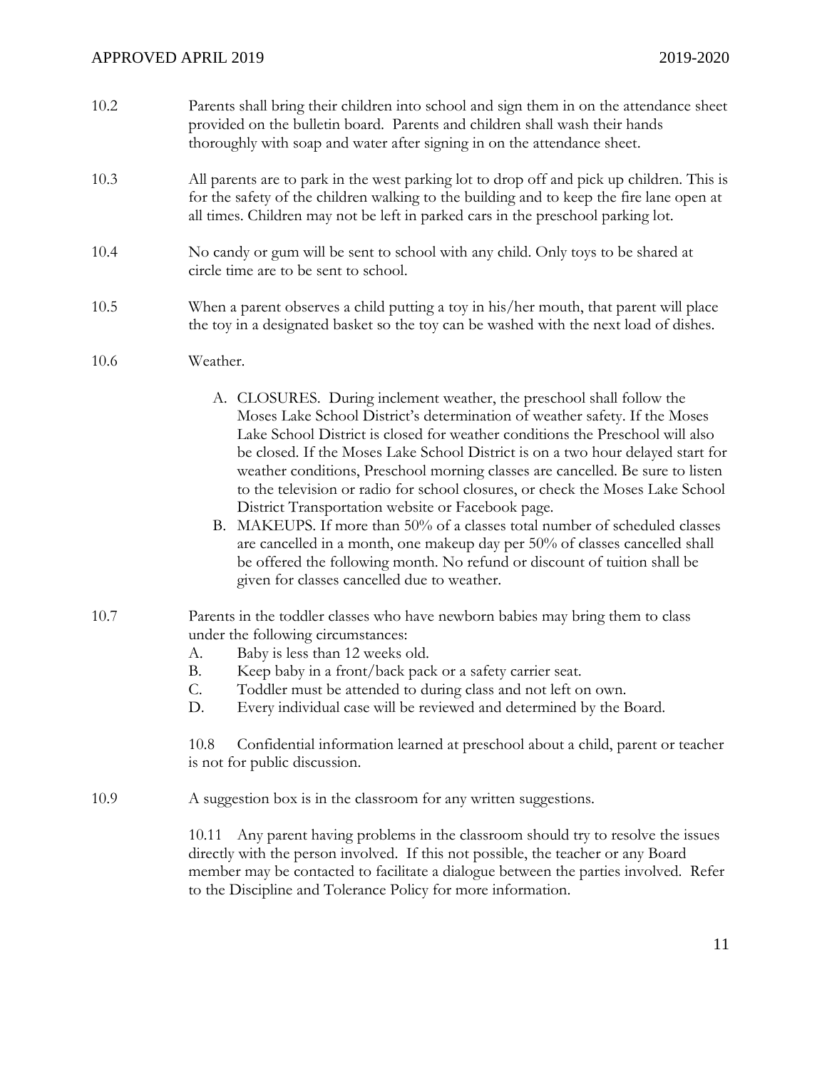10.2 Parents shall bring their children into school and sign them in on the attendance sheet provided on the bulletin board. Parents and children shall wash their hands thoroughly with soap and water after signing in on the attendance sheet.

10.3 All parents are to park in the west parking lot to drop off and pick up children. This is for the safety of the children walking to the building and to keep the fire lane open at all times. Children may not be left in parked cars in the preschool parking lot.

10.4 No candy or gum will be sent to school with any child. Only toys to be shared at circle time are to be sent to school.

10.5 When a parent observes a child putting a toy in his/her mouth, that parent will place the toy in a designated basket so the toy can be washed with the next load of dishes.

10.6 Weather.

A. CLOSURES. During inclement weather, the preschool shall follow the Moses Lake School District's determination of weather safety. If the Moses Lake School District is closed for weather conditions the Preschool will also be closed. If the Moses Lake School District is on a two hour delayed start for weather conditions, Preschool morning classes are cancelled. Be sure to listen to the television or radio for school closures, or check the Moses Lake School District Transportation website or Facebook page.

B. MAKEUPS. If more than 50% of a classes total number of scheduled classes are cancelled in a month, one makeup day per 50% of classes cancelled shall be offered the following month. No refund or discount of tuition shall be given for classes cancelled due to weather.

10.7 Parents in the toddler classes who have newborn babies may bring them to class under the following circumstances:

A. Baby is less than 12 weeks old.
B. Keep baby in a front/back pack or a safety carrier seat.
C. Toddler must be attended to during class and not left on own.
D. Every individual case will be reviewed and determined by the Board.

10.8 Confidential information learned at preschool about a child, parent or teacher is not for public discussion.

10.9 A suggestion box is in the classroom for any written suggestions.

10.11 Any parent having problems in the classroom should try to resolve the issues directly with the person involved. If this not possible, the teacher or any Board member may be contacted to facilitate a dialogue between the parties involved. Refer to the Discipline and Tolerance Policy for more information.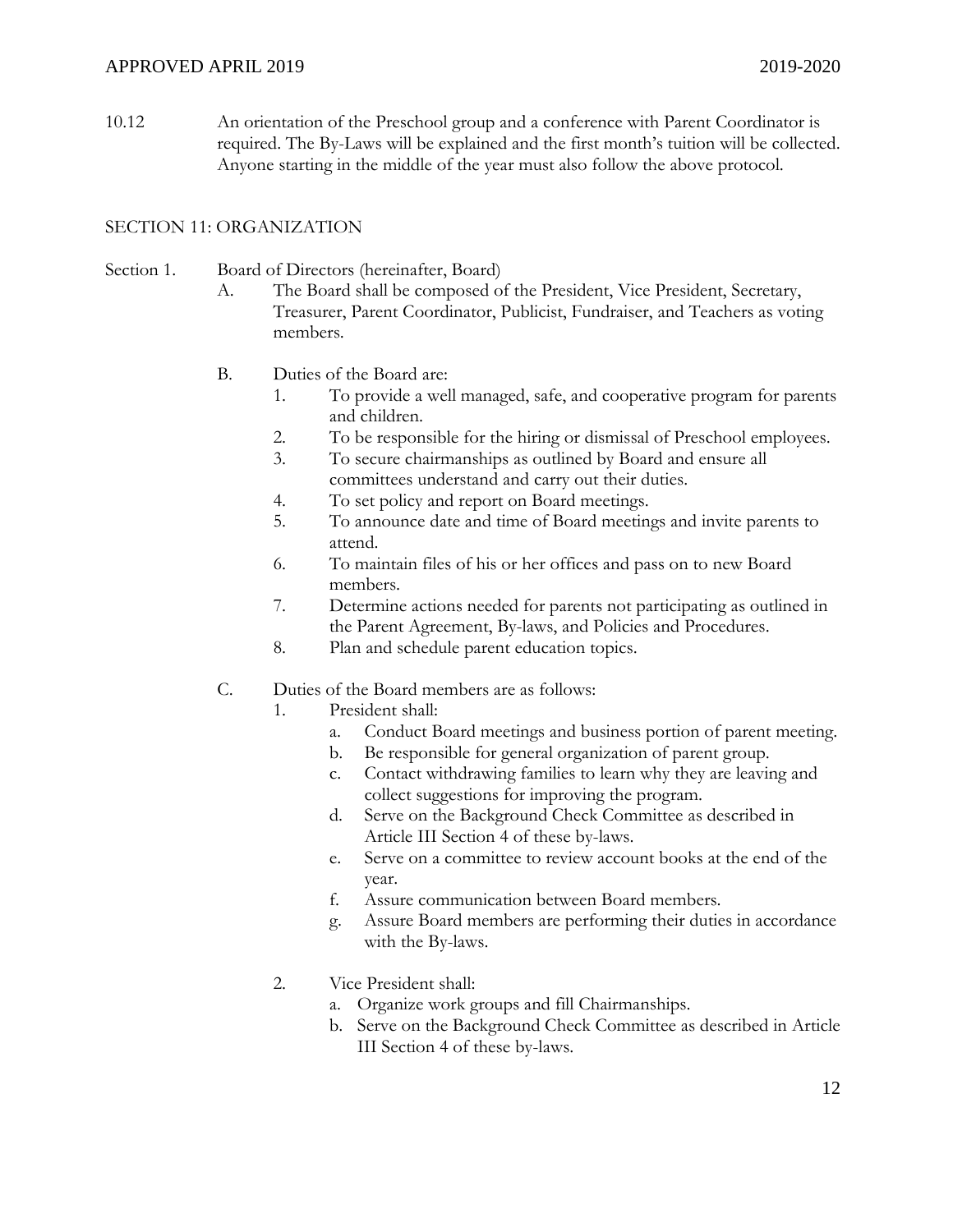10.12 An orientation of the Preschool group and a conference with Parent Coordinator is required. The By-Laws will be explained and the first month's tuition will be collected. Anyone starting in the middle of the year must also follow the above protocol.

## SECTION 11: ORGANIZATION

Section 1. Board of Directors (hereinafter, Board)

A. The Board shall be composed of the President, Vice President, Secretary, Treasurer, Parent Coordinator, Publicist, Fundraiser, and Teachers as voting members.

B. Duties of the Board are:

1. To provide a well managed, safe, and cooperative program for parents and children.
2. To be responsible for the hiring or dismissal of Preschool employees.
3. To secure chairmanships as outlined by Board and ensure all committees understand and carry out their duties.
4. To set policy and report on Board meetings.
5. To announce date and time of Board meetings and invite parents to attend.
6. To maintain files of his or her offices and pass on to new Board members.
7. Determine actions needed for parents not participating as outlined in the Parent Agreement, By-laws, and Policies and Procedures.
8. Plan and schedule parent education topics.

C. Duties of the Board members are as follows:

1. President shall:
   a. Conduct Board meetings and business portion of parent meeting.
   b. Be responsible for general organization of parent group.
   c. Contact withdrawing families to learn why they are leaving and collect suggestions for improving the program.
   d. Serve on the Background Check Committee as described in Article III Section 4 of these by-laws.
   e. Serve on a committee to review account books at the end of the year.
   f. Assure communication between Board members.
   g. Assure Board members are performing their duties in accordance with the By-laws.

2. Vice President shall:
   a. Organize work groups and fill Chairmanships.
   b. Serve on the Background Check Committee as described in Article III Section 4 of these by-laws.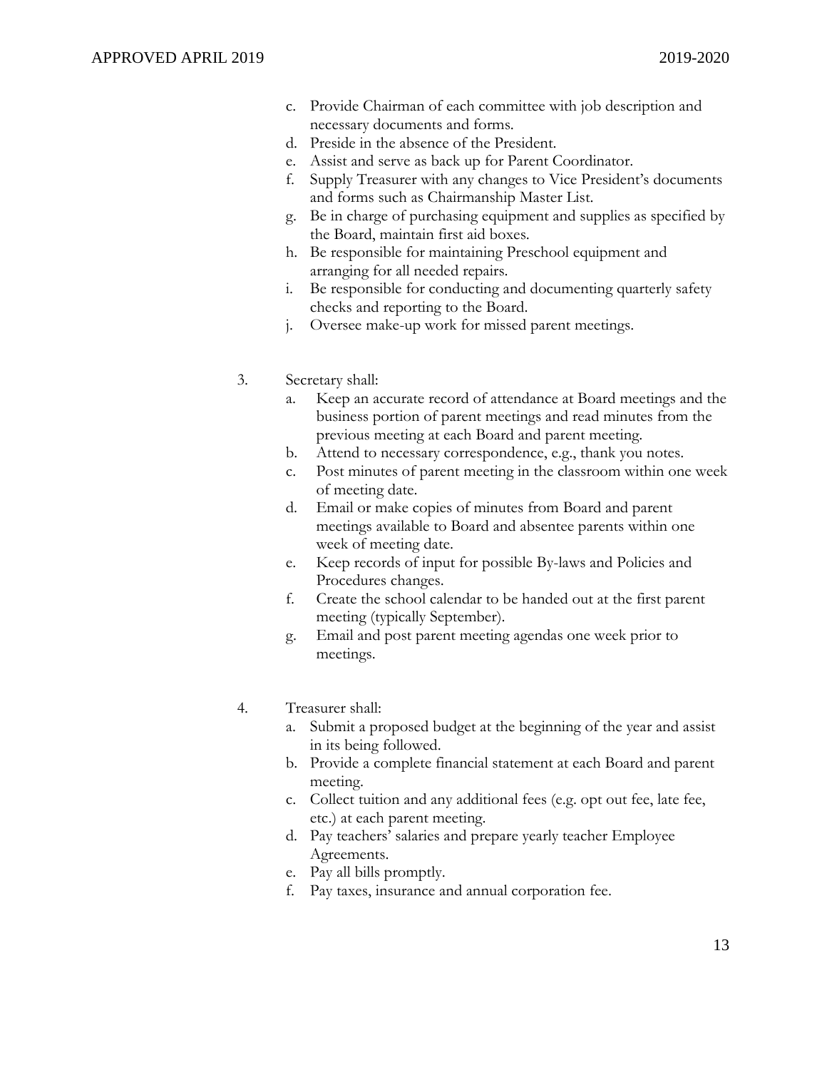c. Provide Chairman of each committee with job description and necessary documents and forms.
d. Preside in the absence of the President.
e. Assist and serve as back up for Parent Coordinator.
f. Supply Treasurer with any changes to Vice President's documents and forms such as Chairmanship Master List.
g. Be in charge of purchasing equipment and supplies as specified by the Board, maintain first aid boxes.
h. Be responsible for maintaining Preschool equipment and arranging for all needed repairs.
i. Be responsible for conducting and documenting quarterly safety checks and reporting to the Board.
j. Oversee make-up work for missed parent meetings.

3. Secretary shall:
   a. Keep an accurate record of attendance at Board meetings and the business portion of parent meetings and read minutes from the previous meeting at each Board and parent meeting.
   b. Attend to necessary correspondence, e.g., thank you notes.
   c. Post minutes of parent meeting in the classroom within one week of meeting date.
   d. Email or make copies of minutes from Board and parent meetings available to Board and absentee parents within one week of meeting date.
   e. Keep records of input for possible By-laws and Policies and Procedures changes.
   f. Create the school calendar to be handed out at the first parent meeting (typically September).
   g. Email and post parent meeting agendas one week prior to meetings.

4. Treasurer shall:
   a. Submit a proposed budget at the beginning of the year and assist in its being followed.
   b. Provide a complete financial statement at each Board and parent meeting.
   c. Collect tuition and any additional fees (e.g. opt out fee, late fee, etc.) at each parent meeting.
   d. Pay teachers' salaries and prepare yearly teacher Employee Agreements.
   e. Pay all bills promptly.
   f. Pay taxes, insurance and annual corporation fee.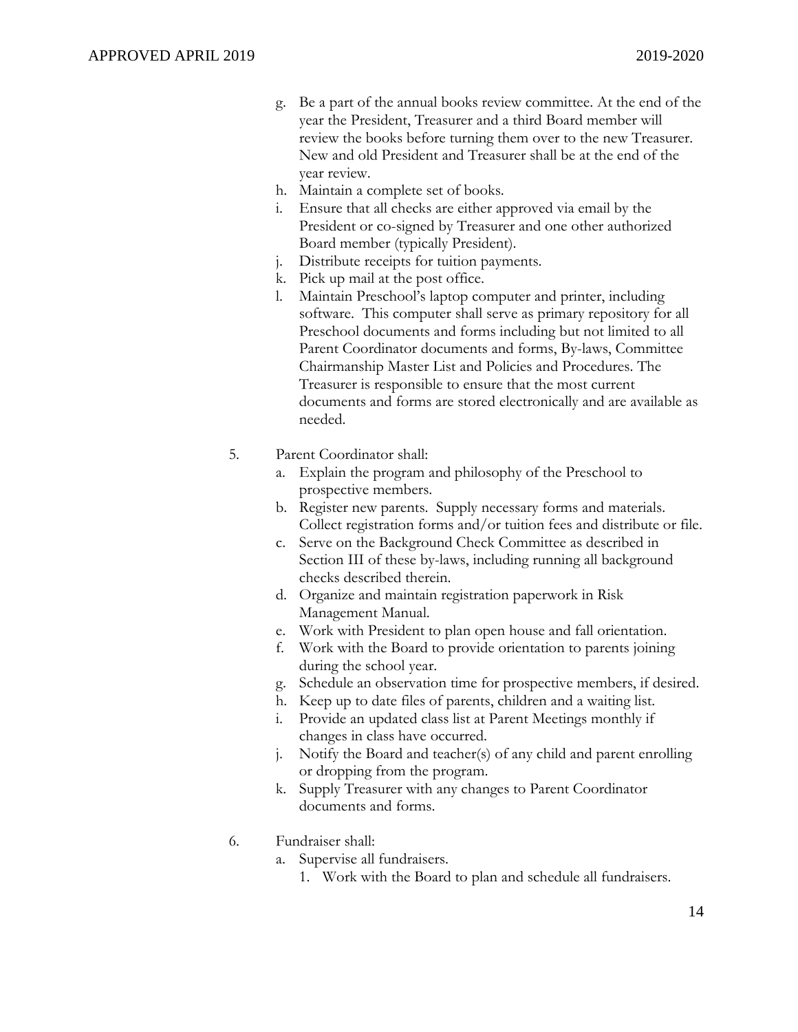g. Be a part of the annual books review committee. At the end of the year the President, Treasurer and a third Board member will review the books before turning them over to the new Treasurer. New and old President and Treasurer shall be at the end of the year review.
h. Maintain a complete set of books.
i. Ensure that all checks are either approved via email by the President or co-signed by Treasurer and one other authorized Board member (typically President).
j. Distribute receipts for tuition payments.
k. Pick up mail at the post office.
l. Maintain Preschool's laptop computer and printer, including software. This computer shall serve as primary repository for all Preschool documents and forms including but not limited to all Parent Coordinator documents and forms, By-laws, Committee Chairmanship Master List and Policies and Procedures. The Treasurer is responsible to ensure that the most current documents and forms are stored electronically and are available as needed.

5. Parent Coordinator shall:
   a. Explain the program and philosophy of the Preschool to prospective members.
   b. Register new parents. Supply necessary forms and materials. Collect registration forms and/or tuition fees and distribute or file.
   c. Serve on the Background Check Committee as described in Section III of these by-laws, including running all background checks described therein.
   d. Organize and maintain registration paperwork in Risk Management Manual.
   e. Work with President to plan open house and fall orientation.
   f. Work with the Board to provide orientation to parents joining during the school year.
   g. Schedule an observation time for prospective members, if desired.
   h. Keep up to date files of parents, children and a waiting list.
   i. Provide an updated class list at Parent Meetings monthly if changes in class have occurred.
   j. Notify the Board and teacher(s) of any child and parent enrolling or dropping from the program.
   k. Supply Treasurer with any changes to Parent Coordinator documents and forms.

6. Fundraiser shall:
   a. Supervise all fundraisers.
      1. Work with the Board to plan and schedule all fundraisers.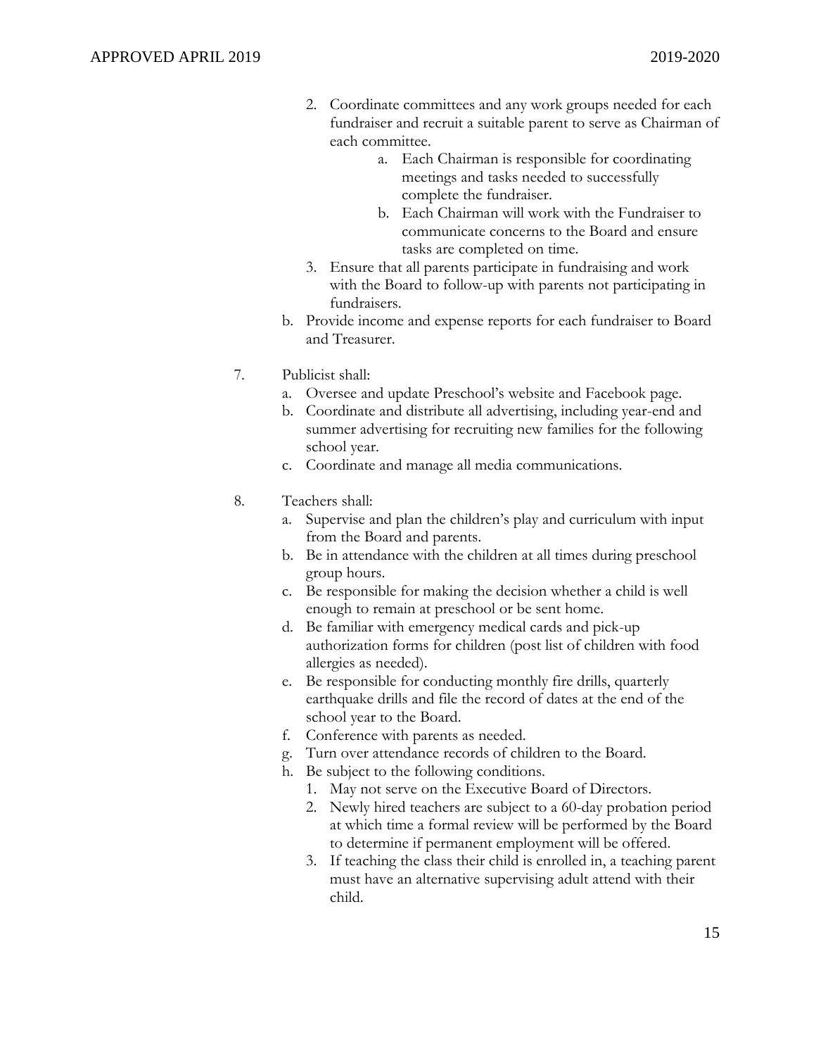2. Coordinate committees and any work groups needed for each fundraiser and recruit a suitable parent to serve as Chairman of each committee.
    a. Each Chairman is responsible for coordinating meetings and tasks needed to successfully complete the fundraiser.
    b. Each Chairman will work with the Fundraiser to communicate concerns to the Board and ensure tasks are completed on time.
3. Ensure that all parents participate in fundraising and work with the Board to follow-up with parents not participating in fundraisers.

b. Provide income and expense reports for each fundraiser to Board and Treasurer.

7. Publicist shall:
    a. Oversee and update Preschool's website and Facebook page.
    b. Coordinate and distribute all advertising, including year-end and summer advertising for recruiting new families for the following school year.
    c. Coordinate and manage all media communications.

8. Teachers shall:
    a. Supervise and plan the children's play and curriculum with input from the Board and parents.
    b. Be in attendance with the children at all times during preschool group hours.
    c. Be responsible for making the decision whether a child is well enough to remain at preschool or be sent home.
    d. Be familiar with emergency medical cards and pick-up authorization forms for children (post list of children with food allergies as needed).
    e. Be responsible for conducting monthly fire drills, quarterly earthquake drills and file the record of dates at the end of the school year to the Board.
    f. Conference with parents as needed.
    g. Turn over attendance records of children to the Board.
    h. Be subject to the following conditions.
        1. May not serve on the Executive Board of Directors.
        2. Newly hired teachers are subject to a 60-day probation period at which time a formal review will be performed by the Board to determine if permanent employment will be offered.
        3. If teaching the class their child is enrolled in, a teaching parent must have an alternative supervising adult attend with their child.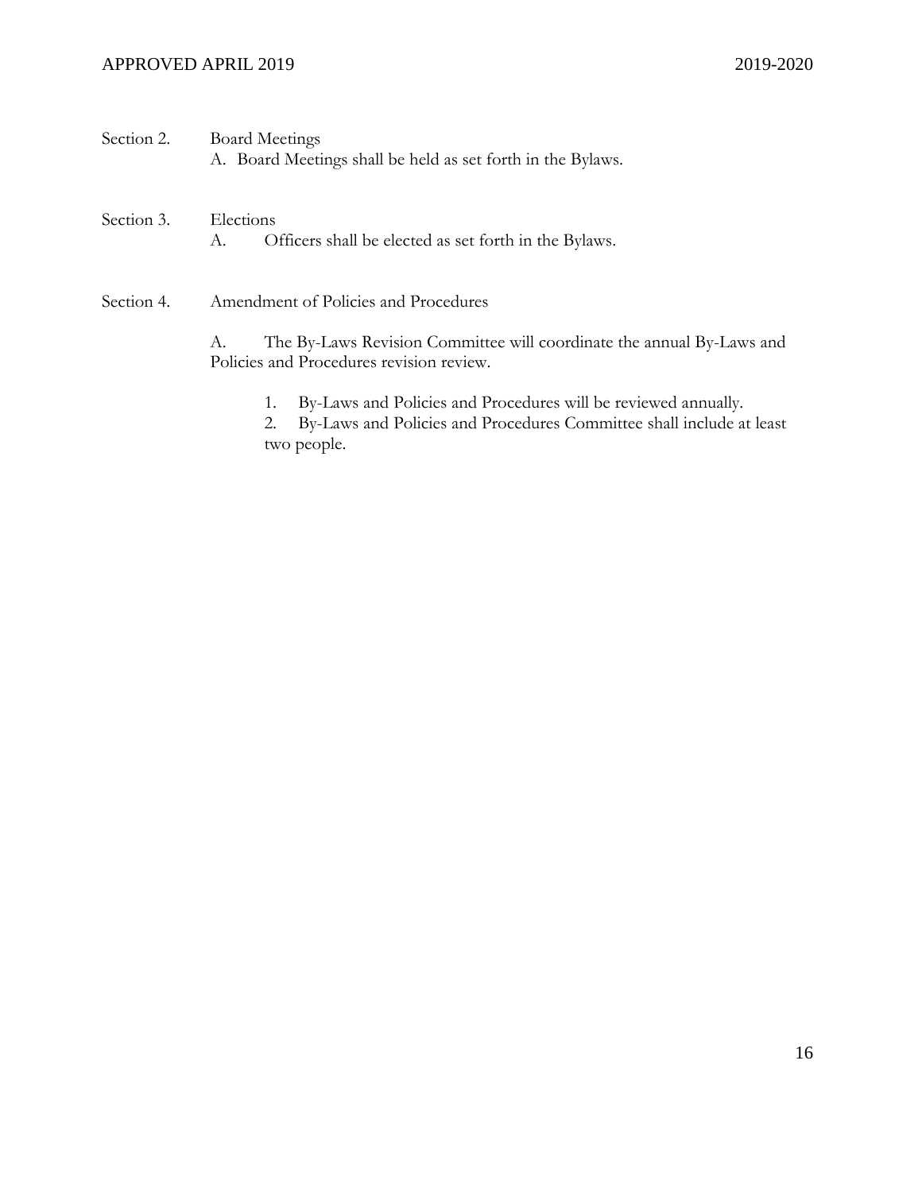Section 2. Board Meetings

A. Board Meetings shall be held as set forth in the Bylaws.

Section 3. Elections

A. Officers shall be elected as set forth in the Bylaws.

Section 4. Amendment of Policies and Procedures

A. The By-Laws Revision Committee will coordinate the annual By-Laws and Policies and Procedures revision review.

1. By-Laws and Policies and Procedures will be reviewed annually.
2. By-Laws and Policies and Procedures Committee shall include at least two people.